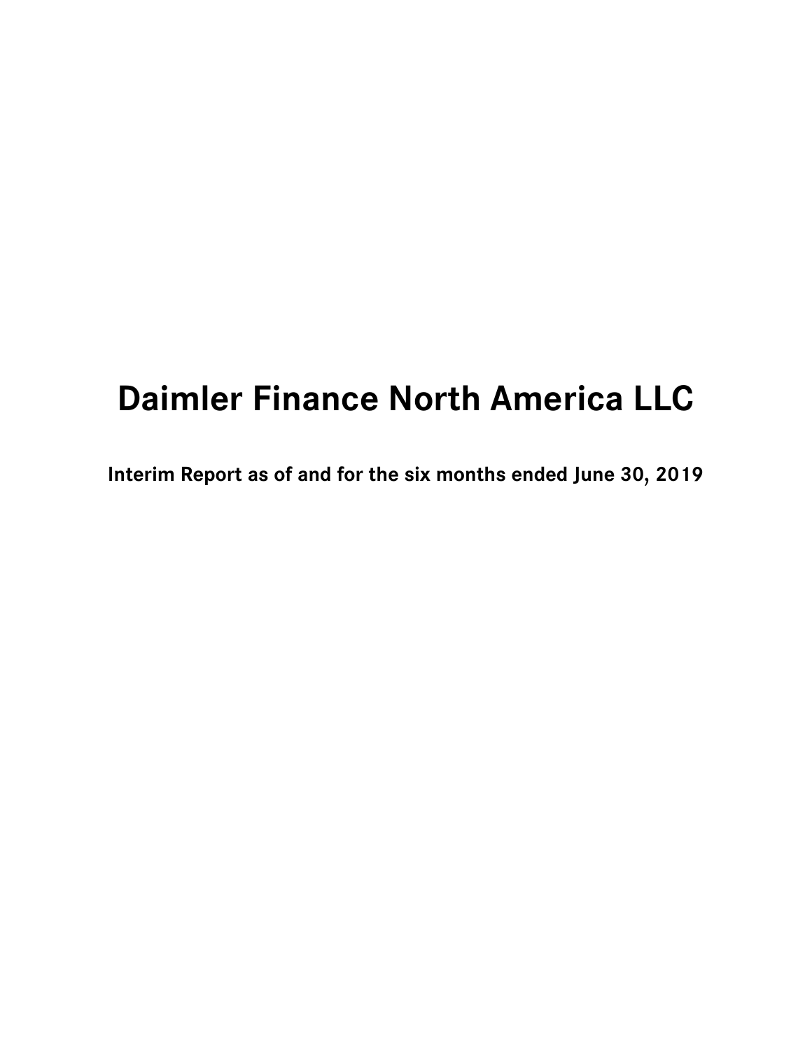# Daimler Finance North America LLC

**Interim Report as of and for the six months ended June 30, 2019**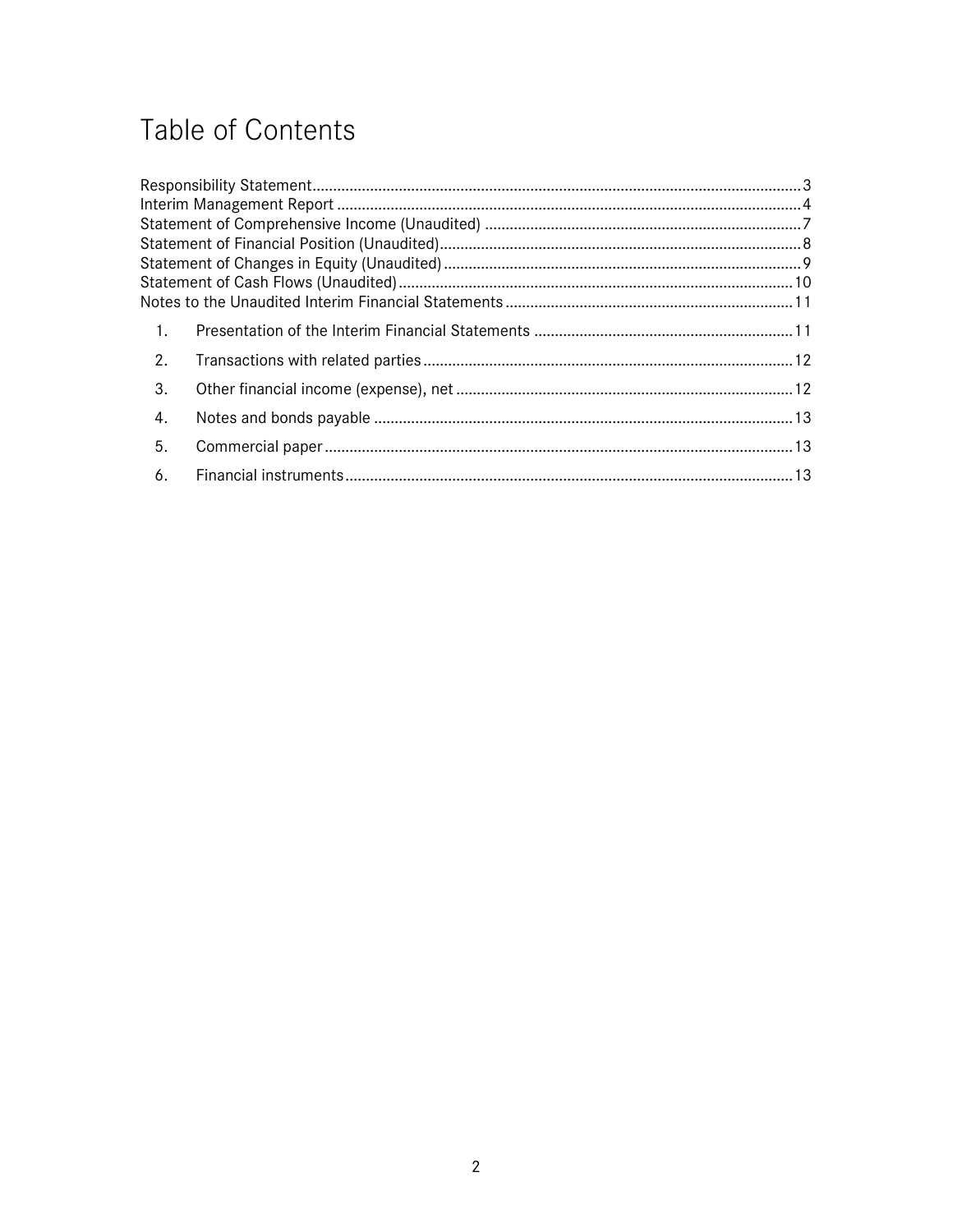# Table of Contents

Responsibility Statement ..... 3
Interim Management Report ..... 4
Statement of Comprehensive Income (Unaudited) ..... 7
Statement of Financial Position (Unaudited) ..... 8
Statement of Changes in Equity (Unaudited) ..... 9
Statement of Cash Flows (Unaudited) ..... 10
Notes to the Unaudited Interim Financial Statements ..... 11

1. Presentation of the Interim Financial Statements ..... 11
2. Transactions with related parties ..... 12
3. Other financial income (expense), net ..... 12
4. Notes and bonds payable ..... 13
5. Commercial paper ..... 13
6. Financial instruments ..... 13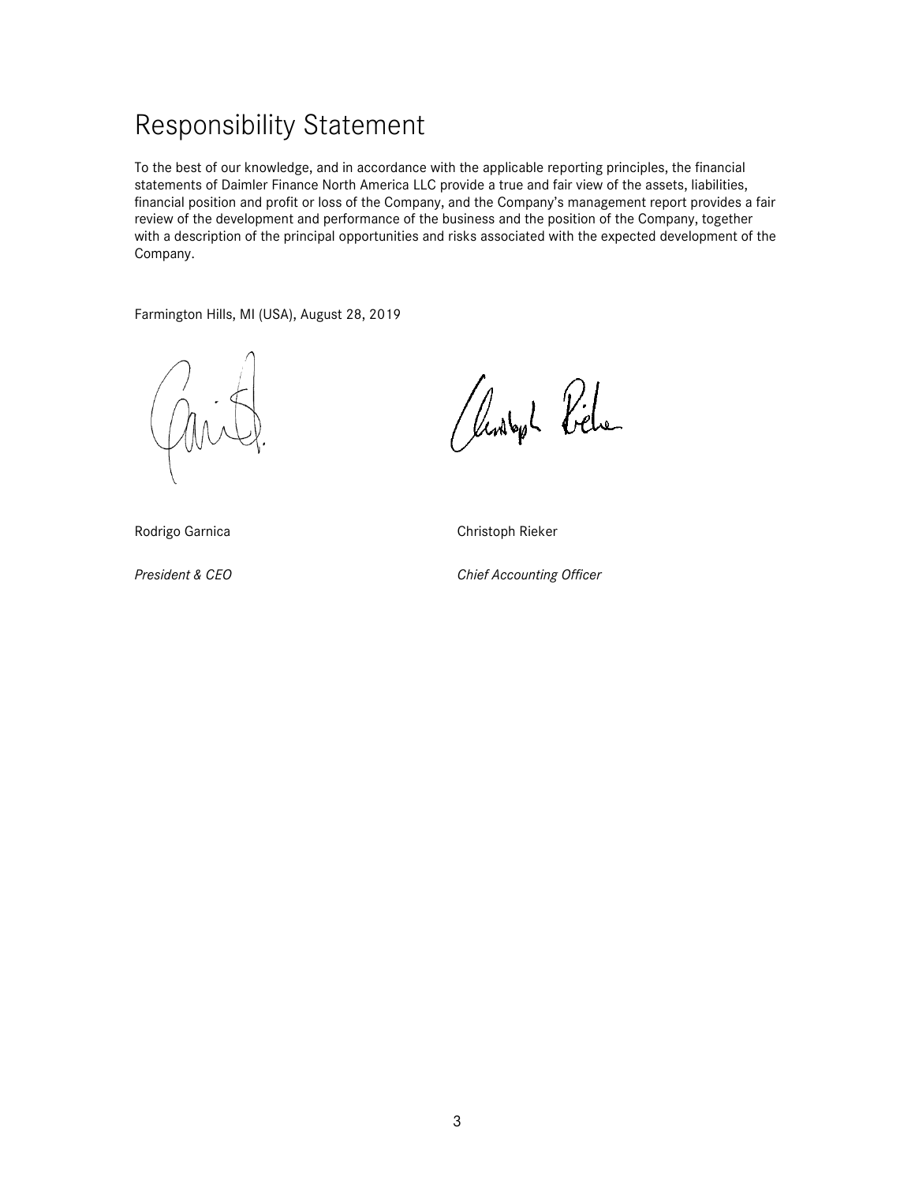# Responsibility Statement

To the best of our knowledge, and in accordance with the applicable reporting principles, the financial statements of Daimler Finance North America LLC provide a true and fair view of the assets, liabilities, financial position and profit or loss of the Company, and the Company's management report provides a fair review of the development and performance of the business and the position of the Company, together with a description of the principal opportunities and risks associated with the expected development of the Company.

Farmington Hills, MI (USA), August 28, 2019

Rodrigo Garnica

*President & CEO*

Christoph Rieker

*Chief Accounting Officer*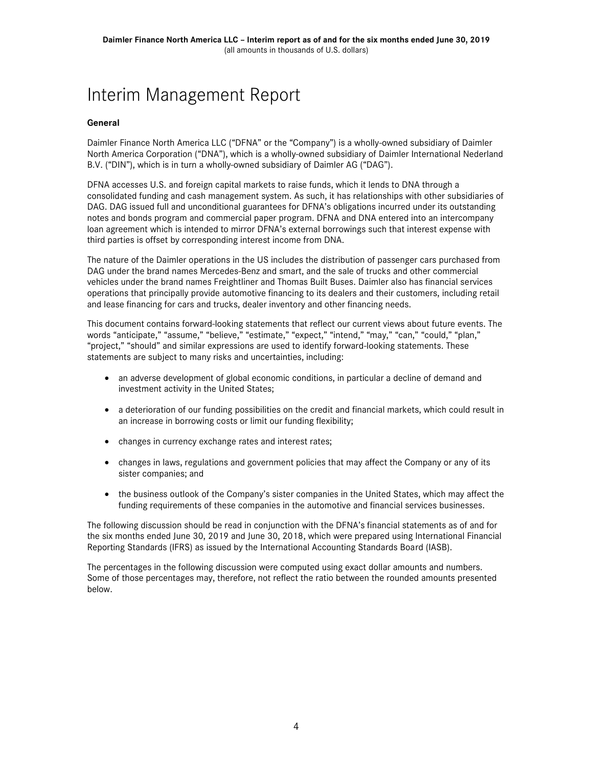# Interim Management Report

**General**

Daimler Finance North America LLC ("DFNA" or the "Company") is a wholly-owned subsidiary of Daimler North America Corporation ("DNA"), which is a wholly-owned subsidiary of Daimler International Nederland B.V. ("DIN"), which is in turn a wholly-owned subsidiary of Daimler AG ("DAG").

DFNA accesses U.S. and foreign capital markets to raise funds, which it lends to DNA through a consolidated funding and cash management system. As such, it has relationships with other subsidiaries of DAG. DAG issued full and unconditional guarantees for DFNA's obligations incurred under its outstanding notes and bonds program and commercial paper program. DFNA and DNA entered into an intercompany loan agreement which is intended to mirror DFNA's external borrowings such that interest expense with third parties is offset by corresponding interest income from DNA.

The nature of the Daimler operations in the US includes the distribution of passenger cars purchased from DAG under the brand names Mercedes-Benz and smart, and the sale of trucks and other commercial vehicles under the brand names Freightliner and Thomas Built Buses. Daimler also has financial services operations that principally provide automotive financing to its dealers and their customers, including retail and lease financing for cars and trucks, dealer inventory and other financing needs.

This document contains forward-looking statements that reflect our current views about future events. The words "anticipate," "assume," "believe," "estimate," "expect," "intend," "may," "can," "could," "plan," "project," "should" and similar expressions are used to identify forward-looking statements. These statements are subject to many risks and uncertainties, including:

- an adverse development of global economic conditions, in particular a decline of demand and investment activity in the United States;
- a deterioration of our funding possibilities on the credit and financial markets, which could result in an increase in borrowing costs or limit our funding flexibility;
- changes in currency exchange rates and interest rates;
- changes in laws, regulations and government policies that may affect the Company or any of its sister companies; and
- the business outlook of the Company's sister companies in the United States, which may affect the funding requirements of these companies in the automotive and financial services businesses.

The following discussion should be read in conjunction with the DFNA's financial statements as of and for the six months ended June 30, 2019 and June 30, 2018, which were prepared using International Financial Reporting Standards (IFRS) as issued by the International Accounting Standards Board (IASB).

The percentages in the following discussion were computed using exact dollar amounts and numbers. Some of those percentages may, therefore, not reflect the ratio between the rounded amounts presented below.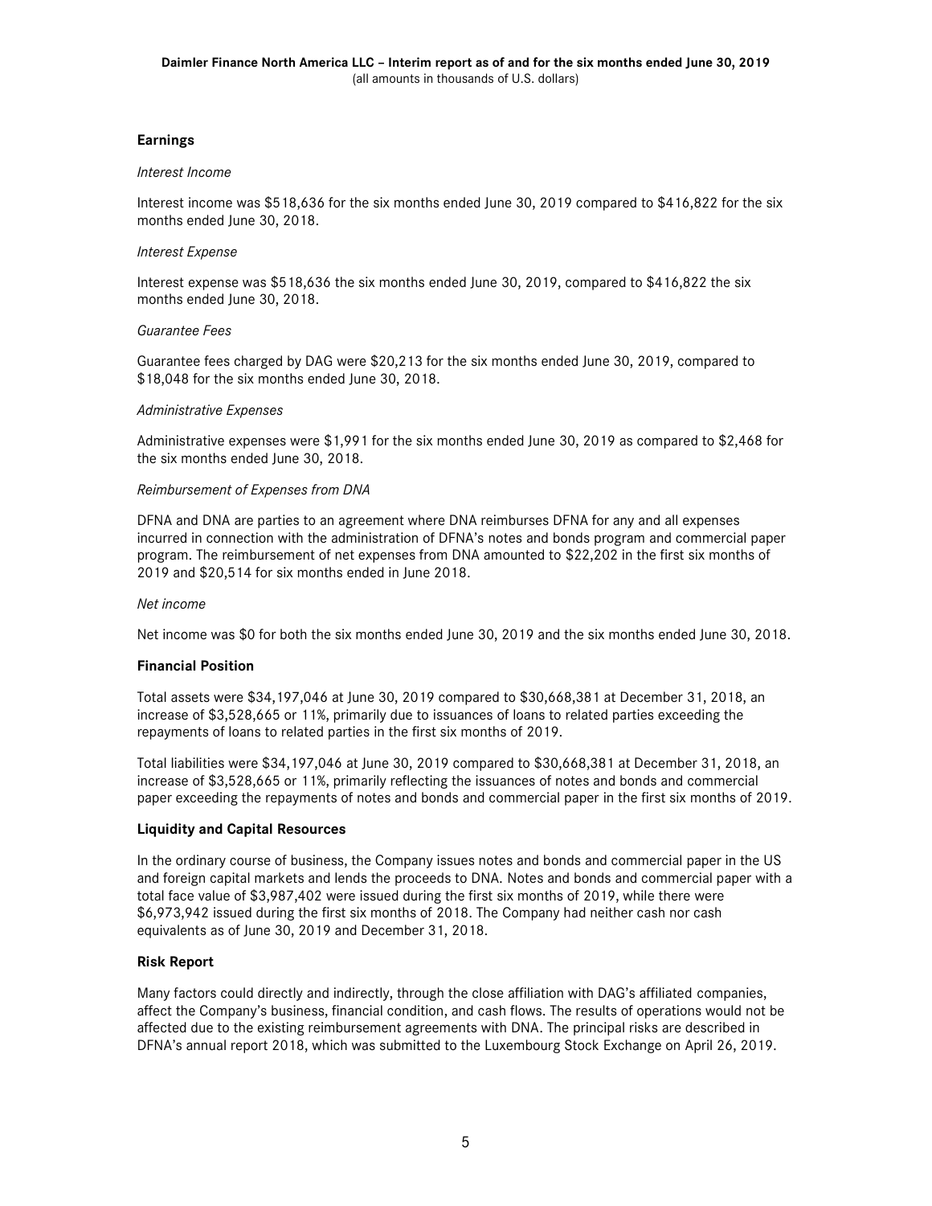## Earnings

*Interest Income*

Interest income was $518,636 for the six months ended June 30, 2019 compared to $416,822 for the six months ended June 30, 2018.

*Interest Expense*

Interest expense was $518,636 the six months ended June 30, 2019, compared to $416,822 the six months ended June 30, 2018.

*Guarantee Fees*

Guarantee fees charged by DAG were $20,213 for the six months ended June 30, 2019, compared to $18,048 for the six months ended June 30, 2018.

*Administrative Expenses*

Administrative expenses were $1,991 for the six months ended June 30, 2019 as compared to $2,468 for the six months ended June 30, 2018.

*Reimbursement of Expenses from DNA*

DFNA and DNA are parties to an agreement where DNA reimburses DFNA for any and all expenses incurred in connection with the administration of DFNA's notes and bonds program and commercial paper program. The reimbursement of net expenses from DNA amounted to $22,202 in the first six months of 2019 and $20,514 for six months ended in June 2018.

*Net income*

Net income was $0 for both the six months ended June 30, 2019 and the six months ended June 30, 2018.

## Financial Position

Total assets were $34,197,046 at June 30, 2019 compared to $30,668,381 at December 31, 2018, an increase of $3,528,665 or 11%, primarily due to issuances of loans to related parties exceeding the repayments of loans to related parties in the first six months of 2019.

Total liabilities were $34,197,046 at June 30, 2019 compared to $30,668,381 at December 31, 2018, an increase of $3,528,665 or 11%, primarily reflecting the issuances of notes and bonds and commercial paper exceeding the repayments of notes and bonds and commercial paper in the first six months of 2019.

## Liquidity and Capital Resources

In the ordinary course of business, the Company issues notes and bonds and commercial paper in the US and foreign capital markets and lends the proceeds to DNA. Notes and bonds and commercial paper with a total face value of $3,987,402 were issued during the first six months of 2019, while there were $6,973,942 issued during the first six months of 2018. The Company had neither cash nor cash equivalents as of June 30, 2019 and December 31, 2018.

## Risk Report

Many factors could directly and indirectly, through the close affiliation with DAG's affiliated companies, affect the Company's business, financial condition, and cash flows. The results of operations would not be affected due to the existing reimbursement agreements with DNA. The principal risks are described in DFNA's annual report 2018, which was submitted to the Luxembourg Stock Exchange on April 26, 2019.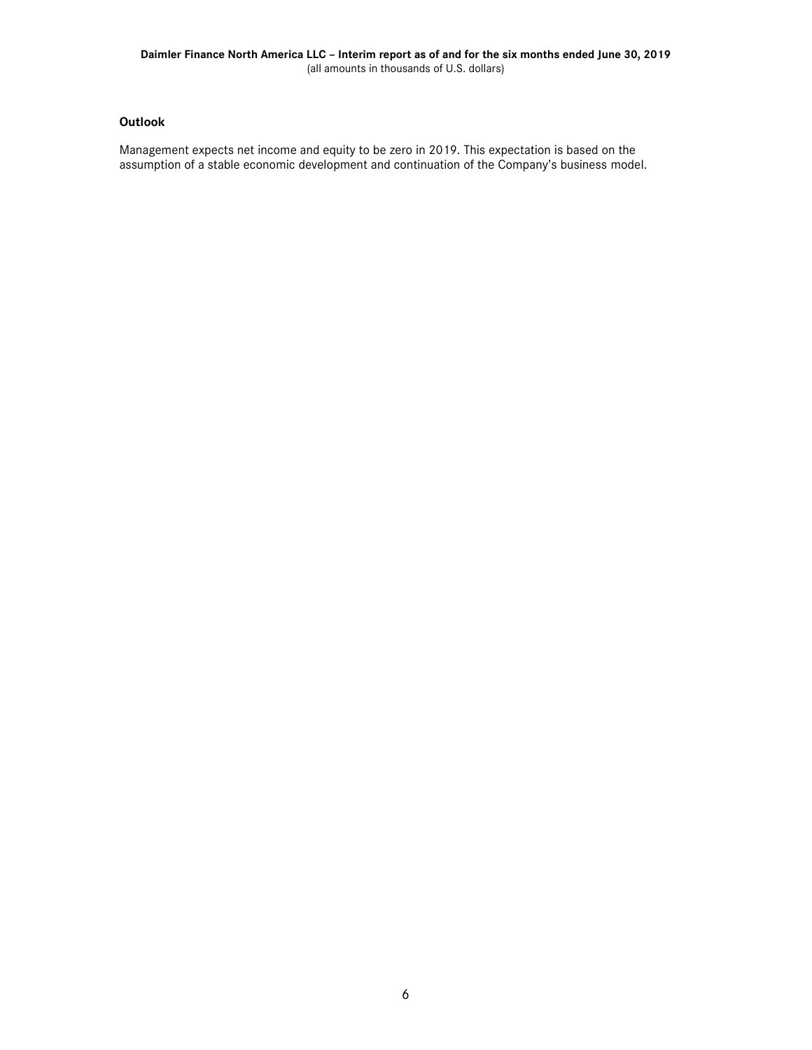### Outlook

Management expects net income and equity to be zero in 2019. This expectation is based on the assumption of a stable economic development and continuation of the Company's business model.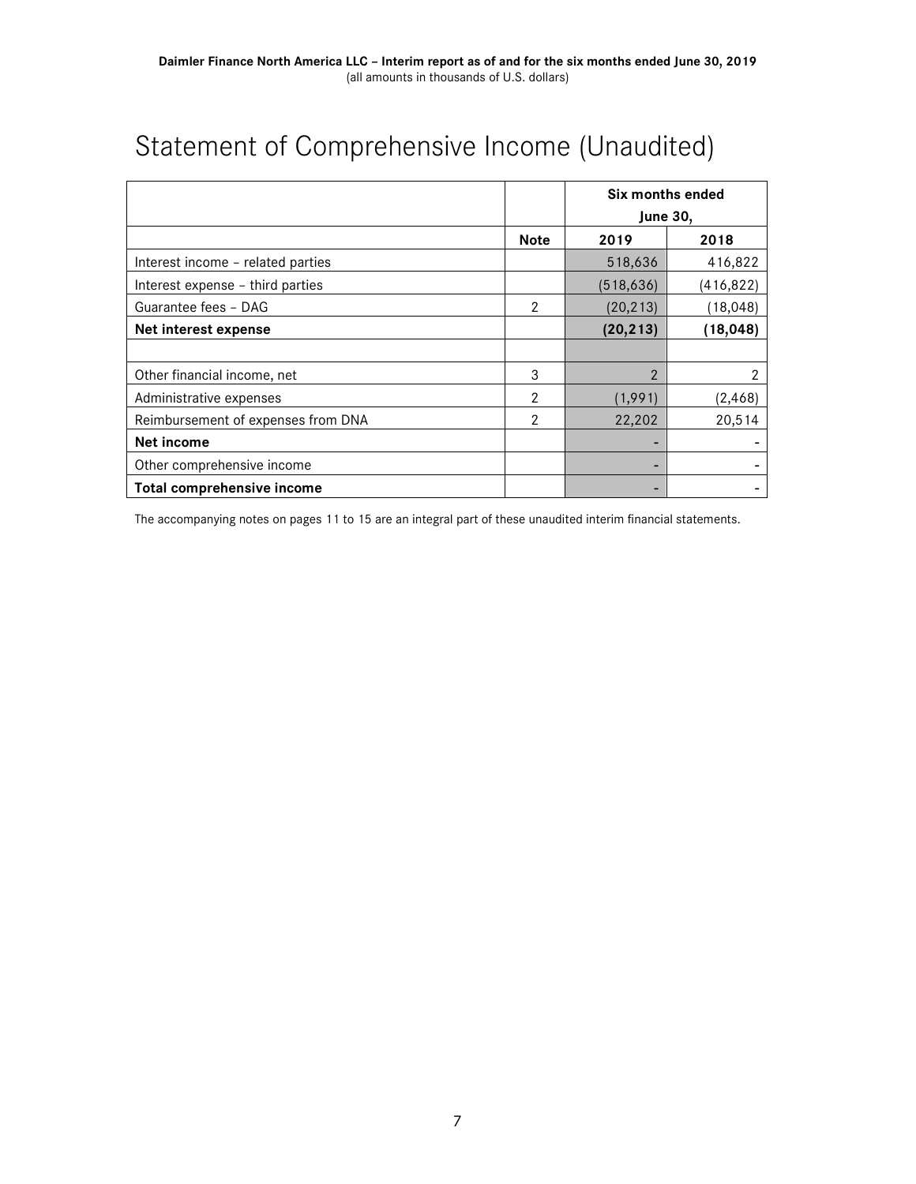# Statement of Comprehensive Income (Unaudited)

| | | Six months ended June 30, | |
|---|---|---|---|
| | **Note** | **2019** | **2018** |
| Interest income – related parties | | 518,636 | 416,822 |
| Interest expense – third parties | | (518,636) | (416,822) |
| Guarantee fees – DAG | 2 | (20,213) | (18,048) |
| **Net interest expense** | | **(20,213)** | **(18,048)** |
| | | | |
| Other financial income, net | 3 | 2 | 2 |
| Administrative expenses | 2 | (1,991) | (2,468) |
| Reimbursement of expenses from DNA | 2 | 22,202 | 20,514 |
| **Net income** | | - | - |
| Other comprehensive income | | - | - |
| **Total comprehensive income** | | - | - |

The accompanying notes on pages 11 to 15 are an integral part of these unaudited interim financial statements.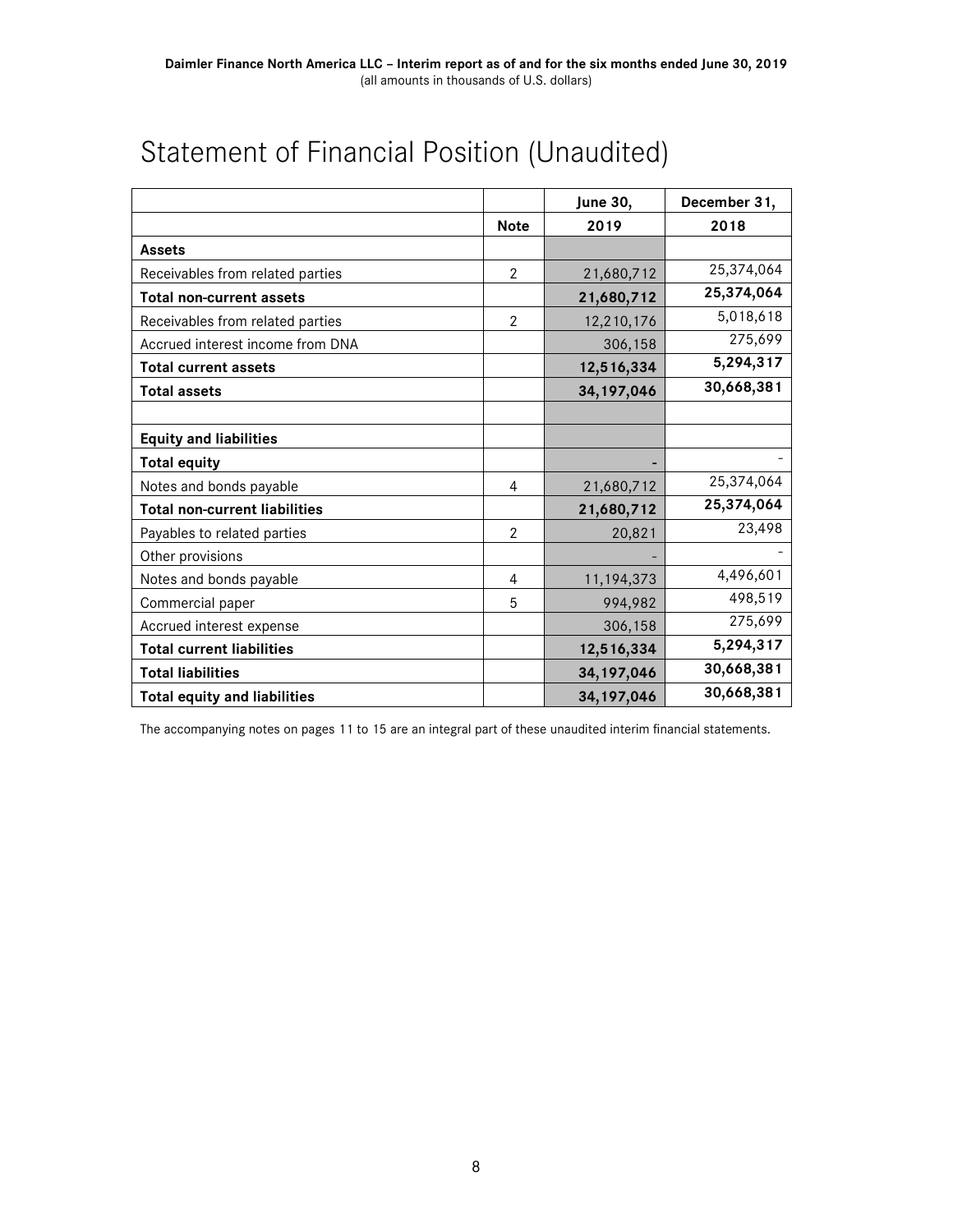Daimler Finance North America LLC – Interim report as of and for the six months ended June 30, 2019
(all amounts in thousands of U.S. dollars)

# Statement of Financial Position (Unaudited)

| | | June 30, | December 31, |
|---|---|---|---|
| | **Note** | **2019** | **2018** |
| **Assets** | | | |
| Receivables from related parties | 2 | 21,680,712 | 25,374,064 |
| **Total non-current assets** | | **21,680,712** | **25,374,064** |
| Receivables from related parties | 2 | 12,210,176 | 5,018,618 |
| Accrued interest income from DNA | | 306,158 | 275,699 |
| **Total current assets** | | **12,516,334** | **5,294,317** |
| **Total assets** | | **34,197,046** | **30,668,381** |
| | | | |
| **Equity and liabilities** | | | |
| **Total equity** | | - | - |
| Notes and bonds payable | 4 | 21,680,712 | 25,374,064 |
| **Total non-current liabilities** | | **21,680,712** | **25,374,064** |
| Payables to related parties | 2 | 20,821 | 23,498 |
| Other provisions | | - | - |
| Notes and bonds payable | 4 | 11,194,373 | 4,496,601 |
| Commercial paper | 5 | 994,982 | 498,519 |
| Accrued interest expense | | 306,158 | 275,699 |
| **Total current liabilities** | | **12,516,334** | **5,294,317** |
| **Total liabilities** | | **34,197,046** | **30,668,381** |
| **Total equity and liabilities** | | **34,197,046** | **30,668,381** |

The accompanying notes on pages 11 to 15 are an integral part of these unaudited interim financial statements.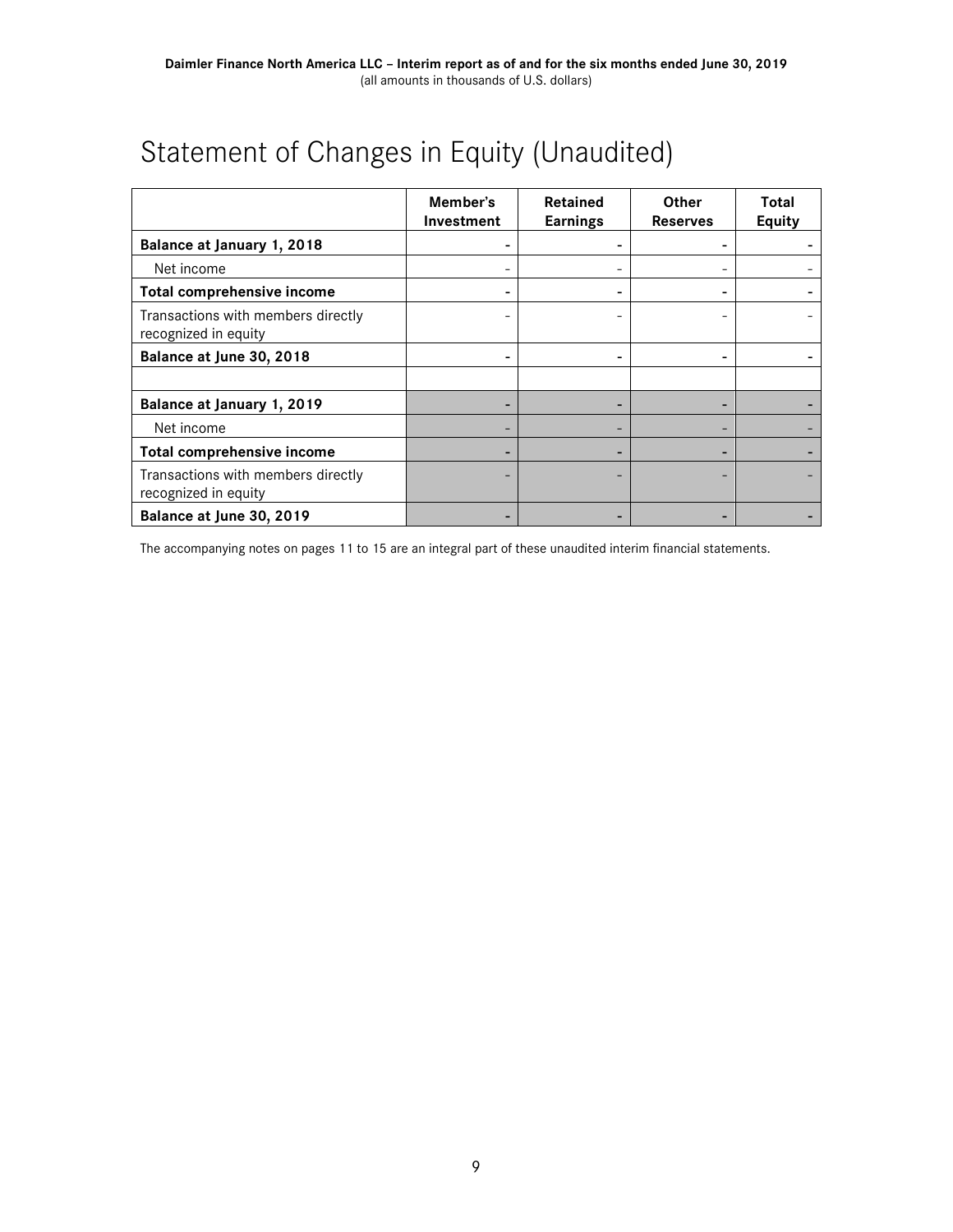# Statement of Changes in Equity (Unaudited)

| | Member's Investment | Retained Earnings | Other Reserves | Total Equity |
|---|---|---|---|---|
| **Balance at January 1, 2018** | **-** | **-** | **-** | **-** |
| Net income | - | - | - | - |
| **Total comprehensive income** | **-** | **-** | **-** | **-** |
| Transactions with members directly recognized in equity | - | - | - | - |
| **Balance at June 30, 2018** | **-** | **-** | **-** | **-** |
| | | | | |
| **Balance at January 1, 2019** | **-** | **-** | **-** | **-** |
| Net income | - | - | - | - |
| **Total comprehensive income** | **-** | **-** | **-** | **-** |
| Transactions with members directly recognized in equity | - | - | - | - |
| **Balance at June 30, 2019** | **-** | **-** | **-** | **-** |

The accompanying notes on pages 11 to 15 are an integral part of these unaudited interim financial statements.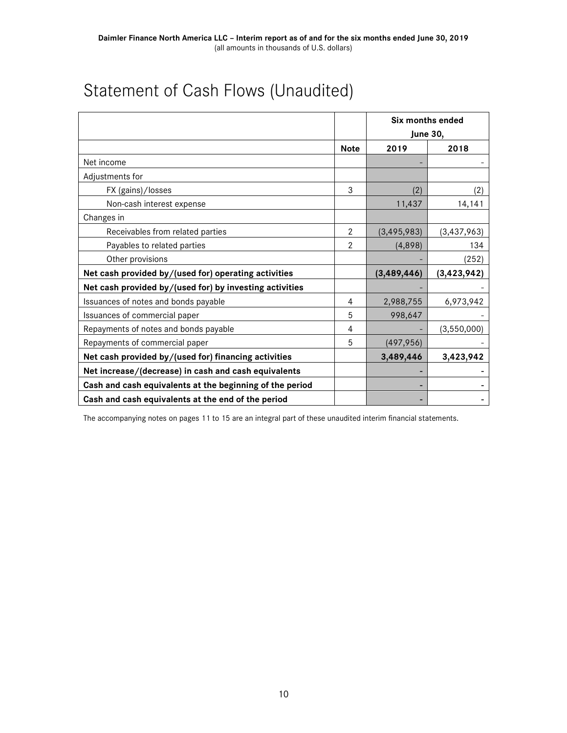# Statement of Cash Flows (Unaudited)

| | | Six months ended June 30, | |
|---|---|---|---|
| | **Note** | **2019** | **2018** |
| Net income | | - | - |
| Adjustments for | | | |
| FX (gains)/losses | 3 | (2) | (2) |
| Non-cash interest expense | | 11,437 | 14,141 |
| Changes in | | | |
| Receivables from related parties | 2 | (3,495,983) | (3,437,963) |
| Payables to related parties | 2 | (4,898) | 134 |
| Other provisions | | - | (252) |
| **Net cash provided by/(used for) operating activities** | | **(3,489,446)** | **(3,423,942)** |
| **Net cash provided by/(used for) by investing activities** | | - | - |
| Issuances of notes and bonds payable | 4 | 2,988,755 | 6,973,942 |
| Issuances of commercial paper | 5 | 998,647 | - |
| Repayments of notes and bonds payable | 4 | - | (3,550,000) |
| Repayments of commercial paper | 5 | (497,956) | - |
| **Net cash provided by/(used for) financing activities** | | **3,489,446** | **3,423,942** |
| **Net increase/(decrease) in cash and cash equivalents** | | **-** | **-** |
| **Cash and cash equivalents at the beginning of the period** | | **-** | **-** |
| **Cash and cash equivalents at the end of the period** | | **-** | **-** |

The accompanying notes on pages 11 to 15 are an integral part of these unaudited interim financial statements.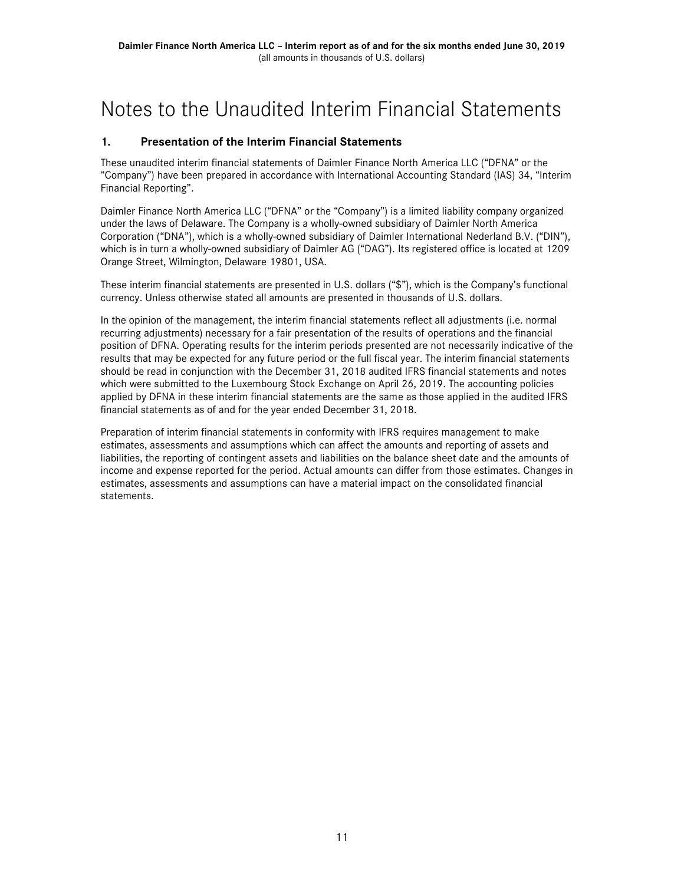# Notes to the Unaudited Interim Financial Statements

## 1. Presentation of the Interim Financial Statements

These unaudited interim financial statements of Daimler Finance North America LLC ("DFNA" or the "Company") have been prepared in accordance with International Accounting Standard (IAS) 34, "Interim Financial Reporting".

Daimler Finance North America LLC ("DFNA" or the "Company") is a limited liability company organized under the laws of Delaware. The Company is a wholly-owned subsidiary of Daimler North America Corporation ("DNA"), which is a wholly-owned subsidiary of Daimler International Nederland B.V. ("DIN"), which is in turn a wholly-owned subsidiary of Daimler AG ("DAG"). Its registered office is located at 1209 Orange Street, Wilmington, Delaware 19801, USA.

These interim financial statements are presented in U.S. dollars ("$"), which is the Company's functional currency. Unless otherwise stated all amounts are presented in thousands of U.S. dollars.

In the opinion of the management, the interim financial statements reflect all adjustments (i.e. normal recurring adjustments) necessary for a fair presentation of the results of operations and the financial position of DFNA. Operating results for the interim periods presented are not necessarily indicative of the results that may be expected for any future period or the full fiscal year. The interim financial statements should be read in conjunction with the December 31, 2018 audited IFRS financial statements and notes which were submitted to the Luxembourg Stock Exchange on April 26, 2019. The accounting policies applied by DFNA in these interim financial statements are the same as those applied in the audited IFRS financial statements as of and for the year ended December 31, 2018.

Preparation of interim financial statements in conformity with IFRS requires management to make estimates, assessments and assumptions which can affect the amounts and reporting of assets and liabilities, the reporting of contingent assets and liabilities on the balance sheet date and the amounts of income and expense reported for the period. Actual amounts can differ from those estimates. Changes in estimates, assessments and assumptions can have a material impact on the consolidated financial statements.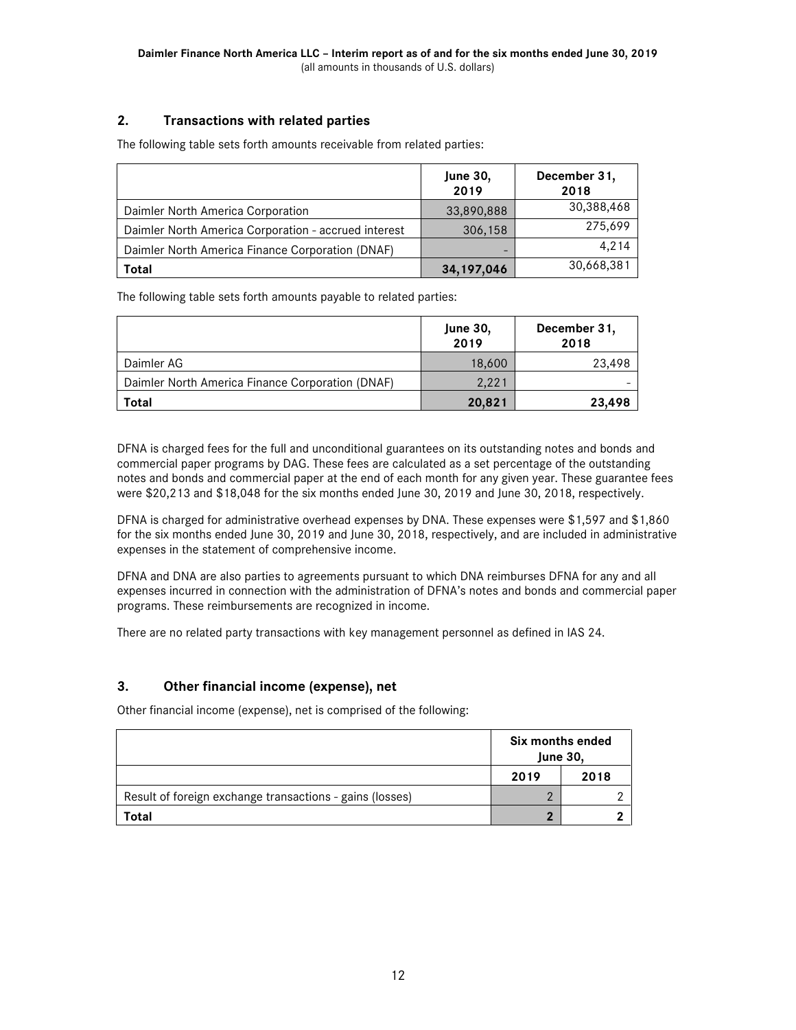## 2. Transactions with related parties

The following table sets forth amounts receivable from related parties:

| | June 30, 2019 | December 31, 2018 |
|---|---|---|
| Daimler North America Corporation | 33,890,888 | 30,388,468 |
| Daimler North America Corporation - accrued interest | 306,158 | 275,699 |
| Daimler North America Finance Corporation (DNAF) | - | 4,214 |
| **Total** | **34,197,046** | 30,668,381 |

The following table sets forth amounts payable to related parties:

| | June 30, 2019 | December 31, 2018 |
|---|---|---|
| Daimler AG | 18,600 | 23,498 |
| Daimler North America Finance Corporation (DNAF) | 2,221 | - |
| **Total** | **20,821** | **23,498** |

DFNA is charged fees for the full and unconditional guarantees on its outstanding notes and bonds and commercial paper programs by DAG. These fees are calculated as a set percentage of the outstanding notes and bonds and commercial paper at the end of each month for any given year. These guarantee fees were $20,213 and $18,048 for the six months ended June 30, 2019 and June 30, 2018, respectively.

DFNA is charged for administrative overhead expenses by DNA. These expenses were $1,597 and $1,860 for the six months ended June 30, 2019 and June 30, 2018, respectively, and are included in administrative expenses in the statement of comprehensive income.

DFNA and DNA are also parties to agreements pursuant to which DNA reimburses DFNA for any and all expenses incurred in connection with the administration of DFNA's notes and bonds and commercial paper programs. These reimbursements are recognized in income.

There are no related party transactions with key management personnel as defined in IAS 24.

## 3. Other financial income (expense), net

Other financial income (expense), net is comprised of the following:

| | Six months ended June 30, | |
|---|---|---|
| | 2019 | 2018 |
| Result of foreign exchange transactions - gains (losses) | 2 | 2 |
| **Total** | **2** | **2** |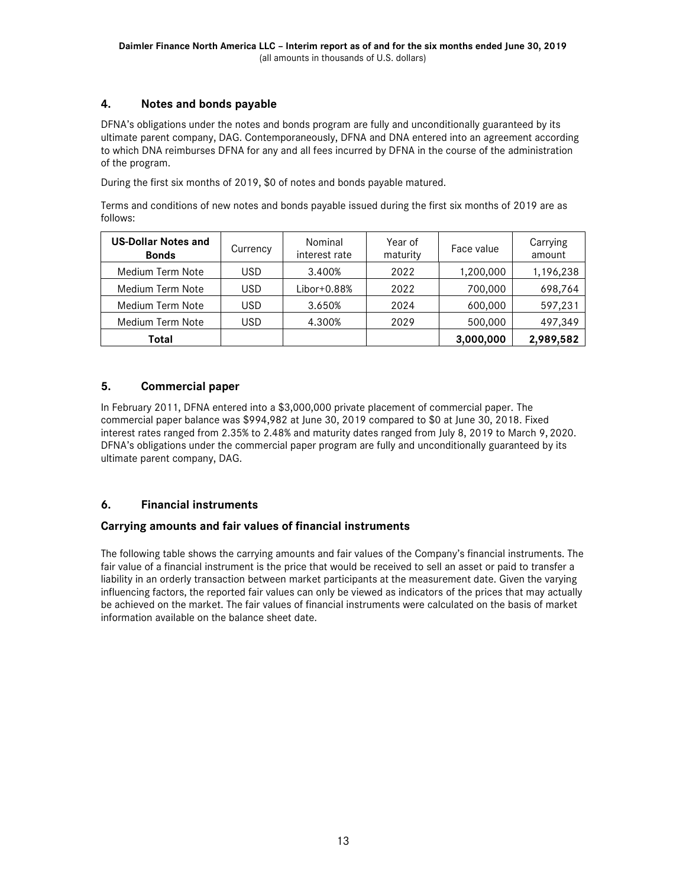## 4. Notes and bonds payable

DFNA's obligations under the notes and bonds program are fully and unconditionally guaranteed by its ultimate parent company, DAG. Contemporaneously, DFNA and DNA entered into an agreement according to which DNA reimburses DFNA for any and all fees incurred by DFNA in the course of the administration of the program.

During the first six months of 2019, $0 of notes and bonds payable matured.

Terms and conditions of new notes and bonds payable issued during the first six months of 2019 are as follows:

| **US-Dollar Notes and Bonds** | Currency | Nominal interest rate | Year of maturity | Face value | Carrying amount |
|---|---|---|---|---|---|
| Medium Term Note | USD | 3.400% | 2022 | 1,200,000 | 1,196,238 |
| Medium Term Note | USD | Libor+0.88% | 2022 | 700,000 | 698,764 |
| Medium Term Note | USD | 3.650% | 2024 | 600,000 | 597,231 |
| Medium Term Note | USD | 4.300% | 2029 | 500,000 | 497,349 |
| **Total** | | | | **3,000,000** | **2,989,582** |

## 5. Commercial paper

In February 2011, DFNA entered into a $3,000,000 private placement of commercial paper. The commercial paper balance was $994,982 at June 30, 2019 compared to $0 at June 30, 2018. Fixed interest rates ranged from 2.35% to 2.48% and maturity dates ranged from July 8, 2019 to March 9, 2020. DFNA's obligations under the commercial paper program are fully and unconditionally guaranteed by its ultimate parent company, DAG.

## 6. Financial instruments

### Carrying amounts and fair values of financial instruments

The following table shows the carrying amounts and fair values of the Company's financial instruments. The fair value of a financial instrument is the price that would be received to sell an asset or paid to transfer a liability in an orderly transaction between market participants at the measurement date. Given the varying influencing factors, the reported fair values can only be viewed as indicators of the prices that may actually be achieved on the market. The fair values of financial instruments were calculated on the basis of market information available on the balance sheet date.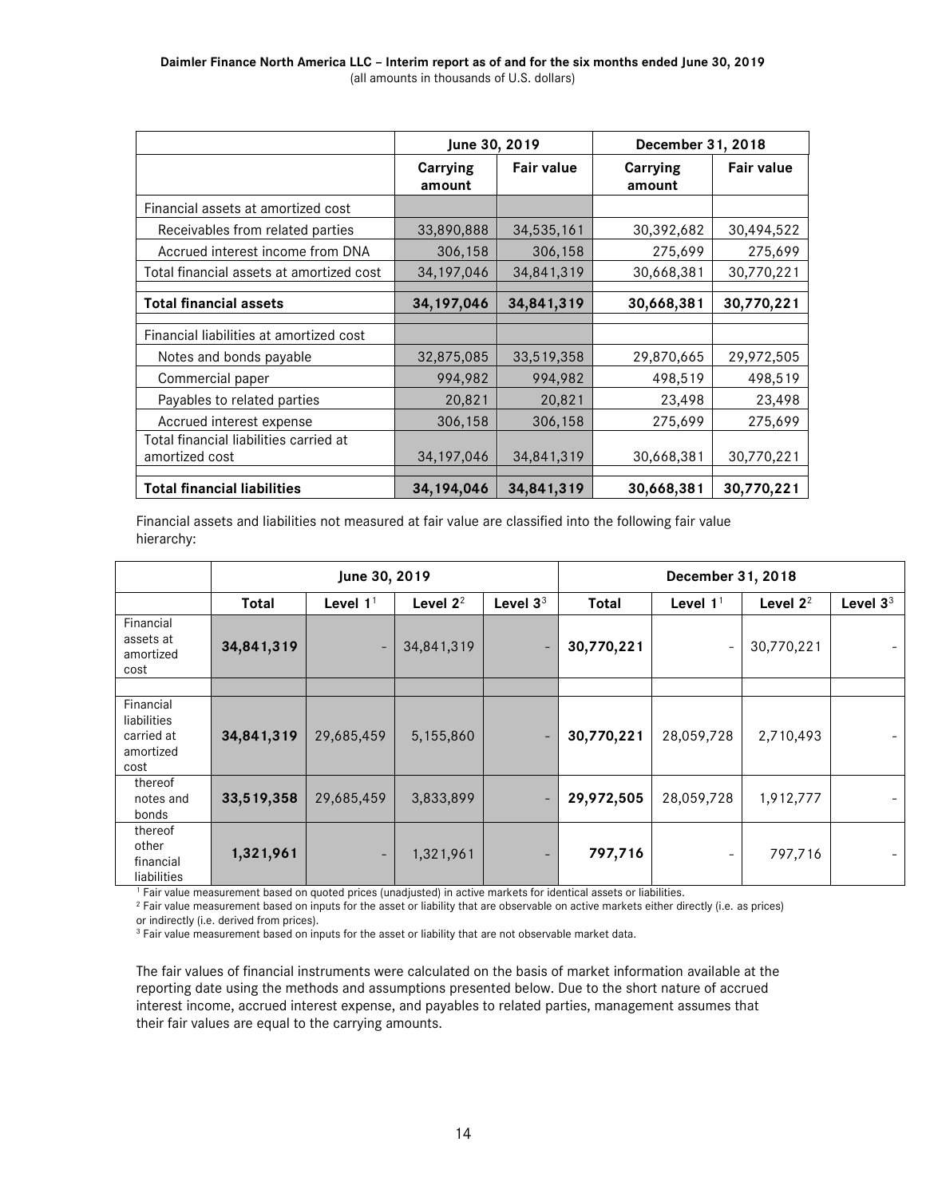| | June 30, 2019 | | December 31, 2018 | |
|---|---|---|---|---|
| | Carrying amount | Fair value | Carrying amount | Fair value |
| Financial assets at amortized cost | | | | |
| Receivables from related parties | 33,890,888 | 34,535,161 | 30,392,682 | 30,494,522 |
| Accrued interest income from DNA | 306,158 | 306,158 | 275,699 | 275,699 |
| Total financial assets at amortized cost | 34,197,046 | 34,841,319 | 30,668,381 | 30,770,221 |
| **Total financial assets** | **34,197,046** | **34,841,319** | **30,668,381** | **30,770,221** |
| Financial liabilities at amortized cost | | | | |
| Notes and bonds payable | 32,875,085 | 33,519,358 | 29,870,665 | 29,972,505 |
| Commercial paper | 994,982 | 994,982 | 498,519 | 498,519 |
| Payables to related parties | 20,821 | 20,821 | 23,498 | 23,498 |
| Accrued interest expense | 306,158 | 306,158 | 275,699 | 275,699 |
| Total financial liabilities carried at amortized cost | 34,197,046 | 34,841,319 | 30,668,381 | 30,770,221 |
| **Total financial liabilities** | **34,194,046** | **34,841,319** | **30,668,381** | **30,770,221** |

Financial assets and liabilities not measured at fair value are classified into the following fair value hierarchy:

| | June 30, 2019 | | | | December 31, 2018 | | | |
|---|---|---|---|---|---|---|---|---|
| | Total | Level 1[1] | Level 2[2] | Level 3[3] | Total | Level 1[1] | Level 2[2] | Level 3[3] |
| Financial assets at amortized cost | **34,841,319** | - | 34,841,319 | - | **30,770,221** | - | 30,770,221 | - |
| Financial liabilities carried at amortized cost | **34,841,319** | 29,685,459 | 5,155,860 | - | **30,770,221** | 28,059,728 | 2,710,493 | - |
| thereof notes and bonds | **33,519,358** | 29,685,459 | 3,833,899 | - | **29,972,505** | 28,059,728 | 1,912,777 | - |
| thereof other financial liabilities | **1,321,961** | - | 1,321,961 | - | **797,716** | - | 797,716 | - |

[1] Fair value measurement based on quoted prices (unadjusted) in active markets for identical assets or liabilities.
[2] Fair value measurement based on inputs for the asset or liability that are observable on active markets either directly (i.e. as prices) or indirectly (i.e. derived from prices).
[3] Fair value measurement based on inputs for the asset or liability that are not observable market data.

The fair values of financial instruments were calculated on the basis of market information available at the reporting date using the methods and assumptions presented below. Due to the short nature of accrued interest income, accrued interest expense, and payables to related parties, management assumes that their fair values are equal to the carrying amounts.